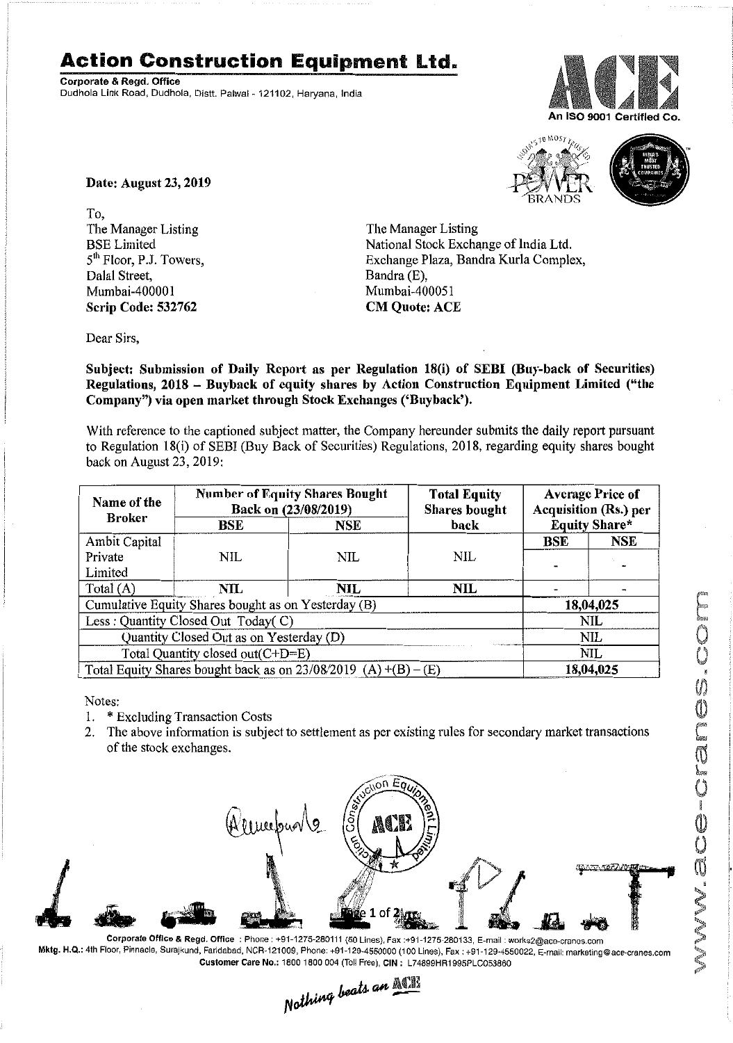# Action Construction Equipment Ltd.

**Corporate & Regd. Office**
Dudhola Link Road, Dudhola, Distt. Palwal - 121102, Haryana, India

An ISO 9001 Certified Co.

**Date: August 23, 2019**

To,
The Manager Listing
BSE Limited
5th Floor, P.J. Towers,
Dalal Street,
Mumbai-400001
**Scrip Code: 532762**

The Manager Listing
National Stock Exchange of India Ltd.
Exchange Plaza, Bandra Kurla Complex,
Bandra (E),
Mumbai-400051
**CM Quote: ACE**

Dear Sirs,

**Subject: Submission of Daily Report as per Regulation 18(i) of SEBI (Buy-back of Securities) Regulations, 2018 – Buyback of equity shares by Action Construction Equipment Limited ("the Company") via open market through Stock Exchanges ('Buyback').**

With reference to the captioned subject matter, the Company hereunder submits the daily report pursuant to Regulation 18(i) of SEBI (Buy Back of Securities) Regulations, 2018, regarding equity shares bought back on August 23, 2019:

| Name of the Broker | Number of Equity Shares Bought Back on (23/08/2019) | | Total Equity Shares bought back | Average Price of Acquisition (Rs.) per Equity Share* | |
|---|---|---|---|---|---|
| | BSE | NSE | | BSE | NSE |
| Ambit Capital Private Limited | NIL | NIL | NIL | - | - |
| Total (A) | NIL | NIL | NIL | - | - |
| Cumulative Equity Shares bought as on Yesterday (B) | | | | 18,04,025 | |
| Less : Quantity Closed Out Today( C) | | | | NIL | |
| Quantity Closed Out as on Yesterday (D) | | | | NIL | |
| Total Quantity closed out(C+D=E) | | | | NIL | |
| Total Equity Shares bought back as on 23/08/2019 (A) +(B) – (E) | | | | 18,04,025 | |

Notes:
1. * Excluding Transaction Costs
2. The above information is subject to settlement as per existing rules for secondary market transactions of the stock exchanges.

**Corporate Office & Regd. Office** : Phone : +91-1275-280111 (50 Lines), Fax :+91-1275-280133, E-mail : works2@ace-cranes.com
**Mktg. H.Q.:** 4th Floor, Pinnacle, Surajkund, Faridabad, NCR-121009, Phone: +91-129-4550000 (100 Lines), Fax : +91-129-4550022, E-mail: marketing@ace-cranes.com
**Customer Care No.:** 1800 1800 004 (Toll Free), **CIN :** L74899HR1995PLC053860

*Nothing beats an ACE*

www.ace-cranes.com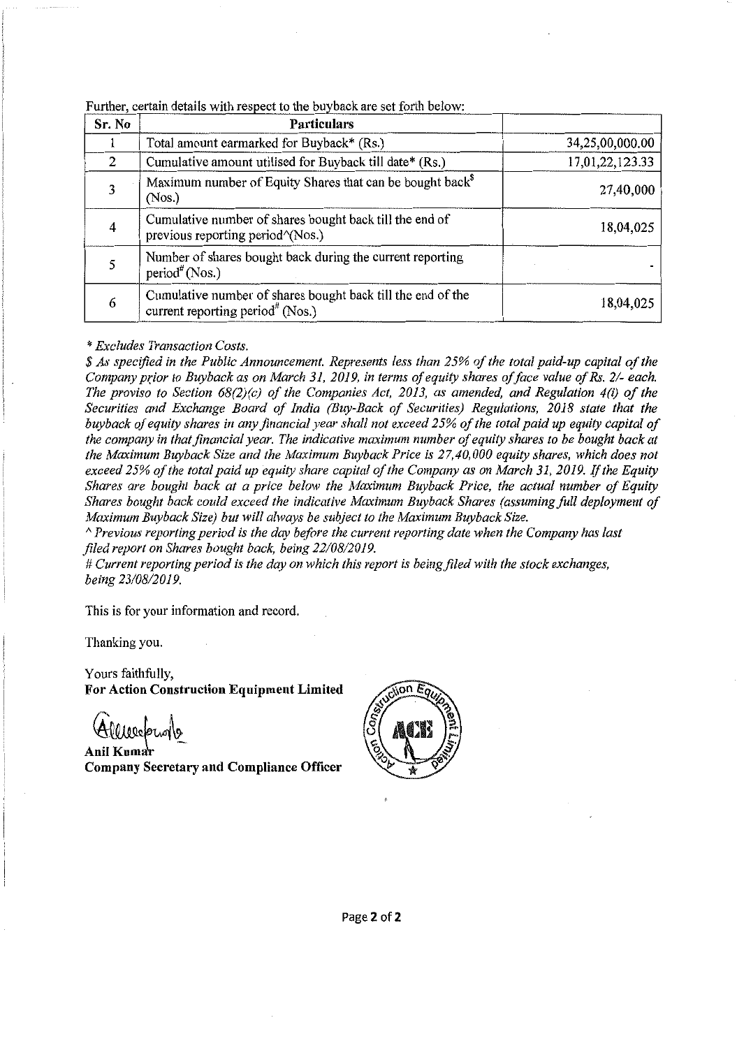Further, certain details with respect to the buyback are set forth below:

| Sr. No | Particulars | |
|---|---|---|
| 1 | Total amount earmarked for Buyback* (Rs.) | 34,25,00,000.00 |
| 2 | Cumulative amount utilised for Buyback till date* (Rs.) | 17,01,22,123.33 |
| 3 | Maximum number of Equity Shares that can be bought back$ (Nos.) | 27,40,000 |
| 4 | Cumulative number of shares bought back till the end of previous reporting period^(Nos.) | 18,04,025 |
| 5 | Number of shares bought back during the current reporting period# (Nos.) | - |
| 6 | Cumulative number of shares bought back till the end of the current reporting period# (Nos.) | 18,04,025 |

*\* Excludes Transaction Costs.*

*$ As specified in the Public Announcement. Represents less than 25% of the total paid-up capital of the Company prior to Buyback as on March 31, 2019, in terms of equity shares of face value of Rs. 2/- each. The proviso to Section 68(2)(c) of the Companies Act, 2013, as amended, and Regulation 4(i) of the Securities and Exchange Board of India (Buy-Back of Securities) Regulations, 2018 state that the buyback of equity shares in any financial year shall not exceed 25% of the total paid up equity capital of the company in that financial year. The indicative maximum number of equity shares to be bought back at the Maximum Buyback Size and the Maximum Buyback Price is 27,40,000 equity shares, which does not exceed 25% of the total paid up equity share capital of the Company as on March 31, 2019. If the Equity Shares are bought back at a price below the Maximum Buyback Price, the actual number of Equity Shares bought back could exceed the indicative Maximum Buyback Shares (assuming full deployment of Maximum Buyback Size) but will always be subject to the Maximum Buyback Size.*

*^ Previous reporting period is the day before the current reporting date when the Company has last filed report on Shares bought back, being 22/08/2019.*

*# Current reporting period is the day on which this report is being filed with the stock exchanges, being 23/08/2019.*

This is for your information and record.

Thanking you.

Yours faithfully,
**For Action Construction Equipment Limited**

**Anil Kumar**
**Company Secretary and Compliance Officer**